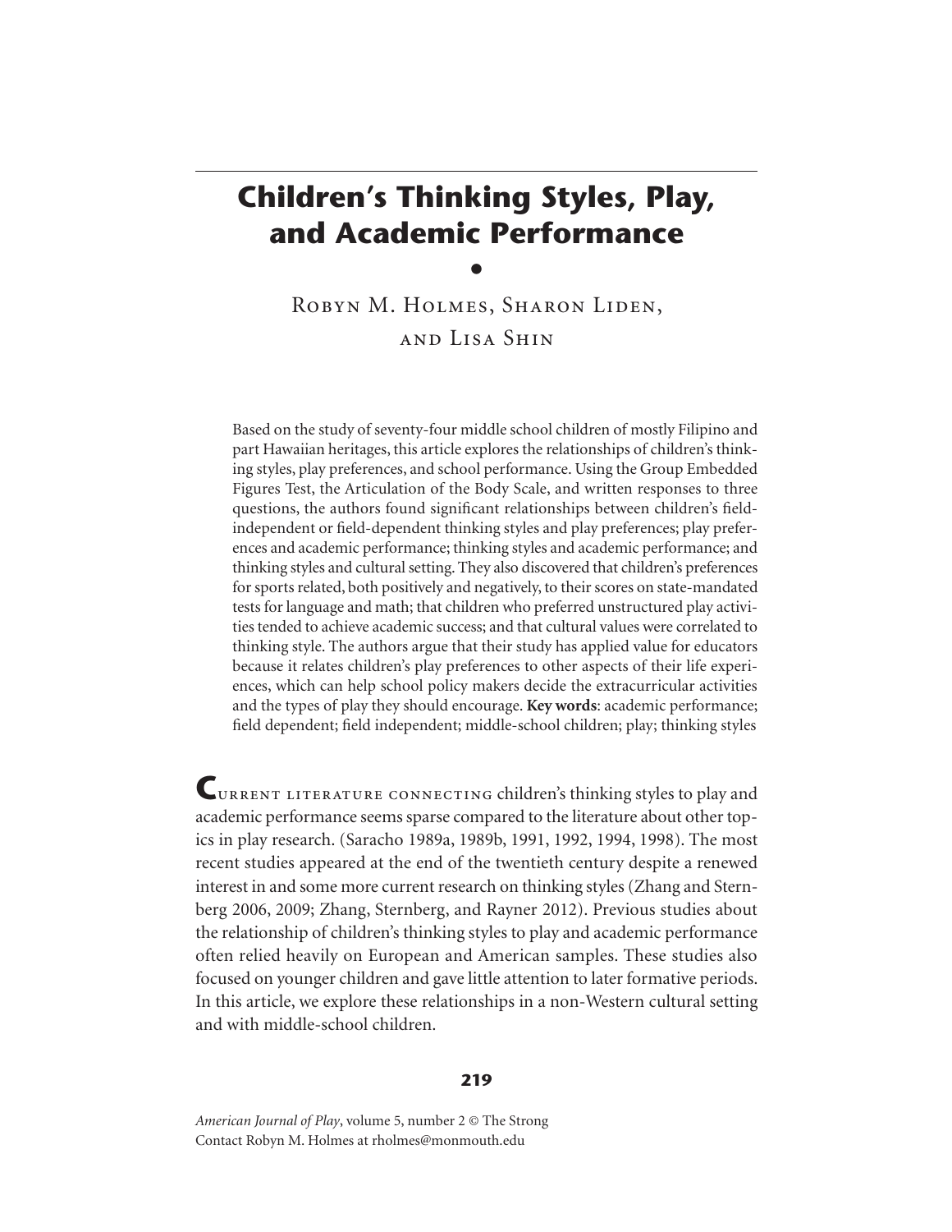# Children's Thinking Styles, Play, and Academic Performance

•

Robyn M. Holmes, Sharon Liden, and Lisa Shin

Based on the study of seventy-four middle school children of mostly Filipino and part Hawaiian heritages, this article explores the relationships of children's thinking styles, play preferences, and school performance. Using the Group Embedded Figures Test, the Articulation of the Body Scale, and written responses to three questions, the authors found significant relationships between children's field-independent or field-dependent thinking styles and play preferences; play preferences and academic performance; thinking styles and academic performance; and thinking styles and cultural setting. They also discovered that children's preferences for sports related, both positively and negatively, to their scores on state-mandated tests for language and math; that children who preferred unstructured play activities tended to achieve academic success; and that cultural values were correlated to thinking style. The authors argue that their study has applied value for educators because it relates children's play preferences to other aspects of their life experiences, which can help school policy makers decide the extracurricular activities and the types of play they should encourage. **Key words**: academic performance; field dependent; field independent; middle-school children; play; thinking styles

Current literature connecting children's thinking styles to play and academic performance seems sparse compared to the literature about other topics in play research. (Saracho 1989a, 1989b, 1991, 1992, 1994, 1998). The most recent studies appeared at the end of the twentieth century despite a renewed interest in and some more current research on thinking styles (Zhang and Sternberg 2006, 2009; Zhang, Sternberg, and Rayner 2012). Previous studies about the relationship of children's thinking styles to play and academic performance often relied heavily on European and American samples. These studies also focused on younger children and gave little attention to later formative periods. In this article, we explore these relationships in a non-Western cultural setting and with middle-school children.

*American Journal of Play*, volume 5, number 2 © The Strong
Contact Robyn M. Holmes at rholmes@monmouth.edu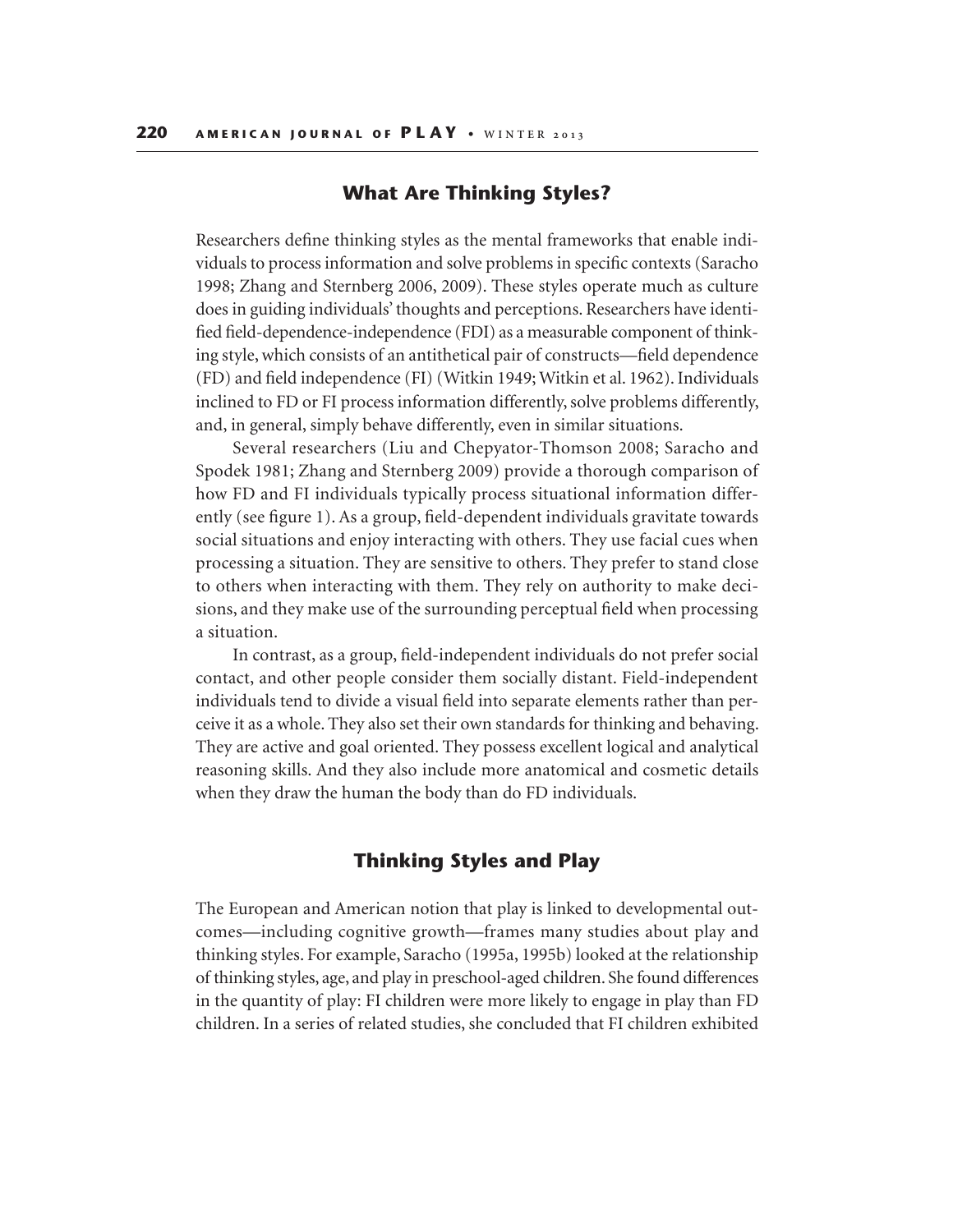## What Are Thinking Styles?

Researchers define thinking styles as the mental frameworks that enable individuals to process information and solve problems in specific contexts (Saracho 1998; Zhang and Sternberg 2006, 2009). These styles operate much as culture does in guiding individuals' thoughts and perceptions. Researchers have identified field-dependence-independence (FDI) as a measurable component of thinking style, which consists of an antithetical pair of constructs—field dependence (FD) and field independence (FI) (Witkin 1949; Witkin et al. 1962). Individuals inclined to FD or FI process information differently, solve problems differently, and, in general, simply behave differently, even in similar situations.

Several researchers (Liu and Chepyator-Thomson 2008; Saracho and Spodek 1981; Zhang and Sternberg 2009) provide a thorough comparison of how FD and FI individuals typically process situational information differently (see figure 1). As a group, field-dependent individuals gravitate towards social situations and enjoy interacting with others. They use facial cues when processing a situation. They are sensitive to others. They prefer to stand close to others when interacting with them. They rely on authority to make decisions, and they make use of the surrounding perceptual field when processing a situation.

In contrast, as a group, field-independent individuals do not prefer social contact, and other people consider them socially distant. Field-independent individuals tend to divide a visual field into separate elements rather than perceive it as a whole. They also set their own standards for thinking and behaving. They are active and goal oriented. They possess excellent logical and analytical reasoning skills. And they also include more anatomical and cosmetic details when they draw the human the body than do FD individuals.

## Thinking Styles and Play

The European and American notion that play is linked to developmental outcomes—including cognitive growth—frames many studies about play and thinking styles. For example, Saracho (1995a, 1995b) looked at the relationship of thinking styles, age, and play in preschool-aged children. She found differences in the quantity of play: FI children were more likely to engage in play than FD children. In a series of related studies, she concluded that FI children exhibited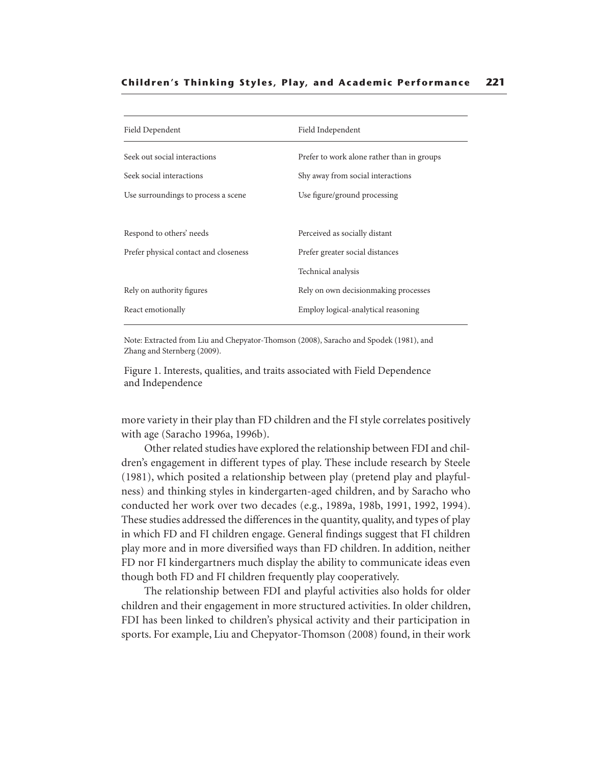| Field Dependent | Field Independent |
|---|---|
| Seek out social interactions | Prefer to work alone rather than in groups |
| Seek social interactions | Shy away from social interactions |
| Use surroundings to process a scene | Use figure/ground processing |
| Respond to others' needs | Perceived as socially distant |
| Prefer physical contact and closeness | Prefer greater social distances |
| | Technical analysis |
| Rely on authority figures | Rely on own decisionmaking processes |
| React emotionally | Employ logical-analytical reasoning |

Note: Extracted from Liu and Chepyator-Thomson (2008), Saracho and Spodek (1981), and Zhang and Sternberg (2009).

Figure 1. Interests, qualities, and traits associated with Field Dependence and Independence

more variety in their play than FD children and the FI style correlates positively with age (Saracho 1996a, 1996b).

Other related studies have explored the relationship between FDI and children's engagement in different types of play. These include research by Steele (1981), which posited a relationship between play (pretend play and playfulness) and thinking styles in kindergarten-aged children, and by Saracho who conducted her work over two decades (e.g., 1989a, 198b, 1991, 1992, 1994). These studies addressed the differences in the quantity, quality, and types of play in which FD and FI children engage. General findings suggest that FI children play more and in more diversified ways than FD children. In addition, neither FD nor FI kindergartners much display the ability to communicate ideas even though both FD and FI children frequently play cooperatively.

The relationship between FDI and playful activities also holds for older children and their engagement in more structured activities. In older children, FDI has been linked to children's physical activity and their participation in sports. For example, Liu and Chepyator-Thomson (2008) found, in their work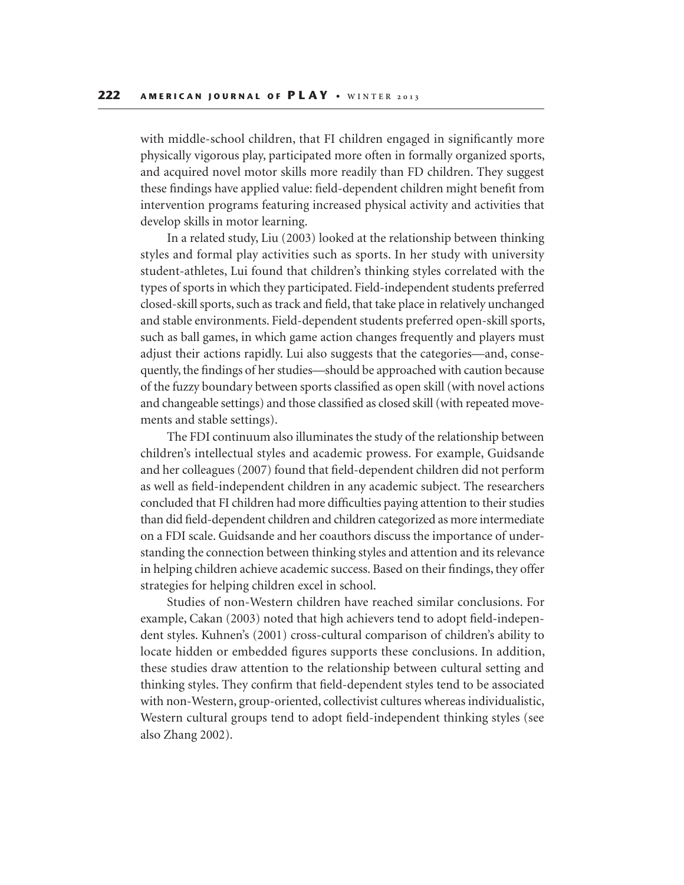with middle-school children, that FI children engaged in significantly more physically vigorous play, participated more often in formally organized sports, and acquired novel motor skills more readily than FD children. They suggest these findings have applied value: field-dependent children might benefit from intervention programs featuring increased physical activity and activities that develop skills in motor learning.

In a related study, Liu (2003) looked at the relationship between thinking styles and formal play activities such as sports. In her study with university student-athletes, Lui found that children's thinking styles correlated with the types of sports in which they participated. Field-independent students preferred closed-skill sports, such as track and field, that take place in relatively unchanged and stable environments. Field-dependent students preferred open-skill sports, such as ball games, in which game action changes frequently and players must adjust their actions rapidly. Lui also suggests that the categories—and, consequently, the findings of her studies—should be approached with caution because of the fuzzy boundary between sports classified as open skill (with novel actions and changeable settings) and those classified as closed skill (with repeated movements and stable settings).

The FDI continuum also illuminates the study of the relationship between children's intellectual styles and academic prowess. For example, Guidsande and her colleagues (2007) found that field-dependent children did not perform as well as field-independent children in any academic subject. The researchers concluded that FI children had more difficulties paying attention to their studies than did field-dependent children and children categorized as more intermediate on a FDI scale. Guidsande and her coauthors discuss the importance of understanding the connection between thinking styles and attention and its relevance in helping children achieve academic success. Based on their findings, they offer strategies for helping children excel in school.

Studies of non-Western children have reached similar conclusions. For example, Cakan (2003) noted that high achievers tend to adopt field-independent styles. Kuhnen's (2001) cross-cultural comparison of children's ability to locate hidden or embedded figures supports these conclusions. In addition, these studies draw attention to the relationship between cultural setting and thinking styles. They confirm that field-dependent styles tend to be associated with non-Western, group-oriented, collectivist cultures whereas individualistic, Western cultural groups tend to adopt field-independent thinking styles (see also Zhang 2002).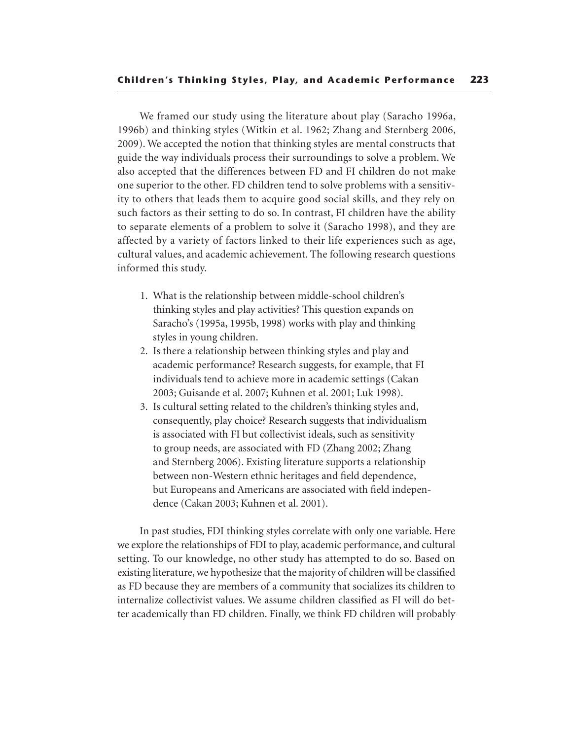We framed our study using the literature about play (Saracho 1996a, 1996b) and thinking styles (Witkin et al. 1962; Zhang and Sternberg 2006, 2009). We accepted the notion that thinking styles are mental constructs that guide the way individuals process their surroundings to solve a problem. We also accepted that the differences between FD and FI children do not make one superior to the other. FD children tend to solve problems with a sensitivity to others that leads them to acquire good social skills, and they rely on such factors as their setting to do so. In contrast, FI children have the ability to separate elements of a problem to solve it (Saracho 1998), and they are affected by a variety of factors linked to their life experiences such as age, cultural values, and academic achievement. The following research questions informed this study.

1. What is the relationship between middle-school children's thinking styles and play activities? This question expands on Saracho's (1995a, 1995b, 1998) works with play and thinking styles in young children.
2. Is there a relationship between thinking styles and play and academic performance? Research suggests, for example, that FI individuals tend to achieve more in academic settings (Cakan 2003; Guisande et al. 2007; Kuhnen et al. 2001; Luk 1998).
3. Is cultural setting related to the children's thinking styles and, consequently, play choice? Research suggests that individualism is associated with FI but collectivist ideals, such as sensitivity to group needs, are associated with FD (Zhang 2002; Zhang and Sternberg 2006). Existing literature supports a relationship between non-Western ethnic heritages and field dependence, but Europeans and Americans are associated with field independence (Cakan 2003; Kuhnen et al. 2001).

In past studies, FDI thinking styles correlate with only one variable. Here we explore the relationships of FDI to play, academic performance, and cultural setting. To our knowledge, no other study has attempted to do so. Based on existing literature, we hypothesize that the majority of children will be classified as FD because they are members of a community that socializes its children to internalize collectivist values. We assume children classified as FI will do better academically than FD children. Finally, we think FD children will probably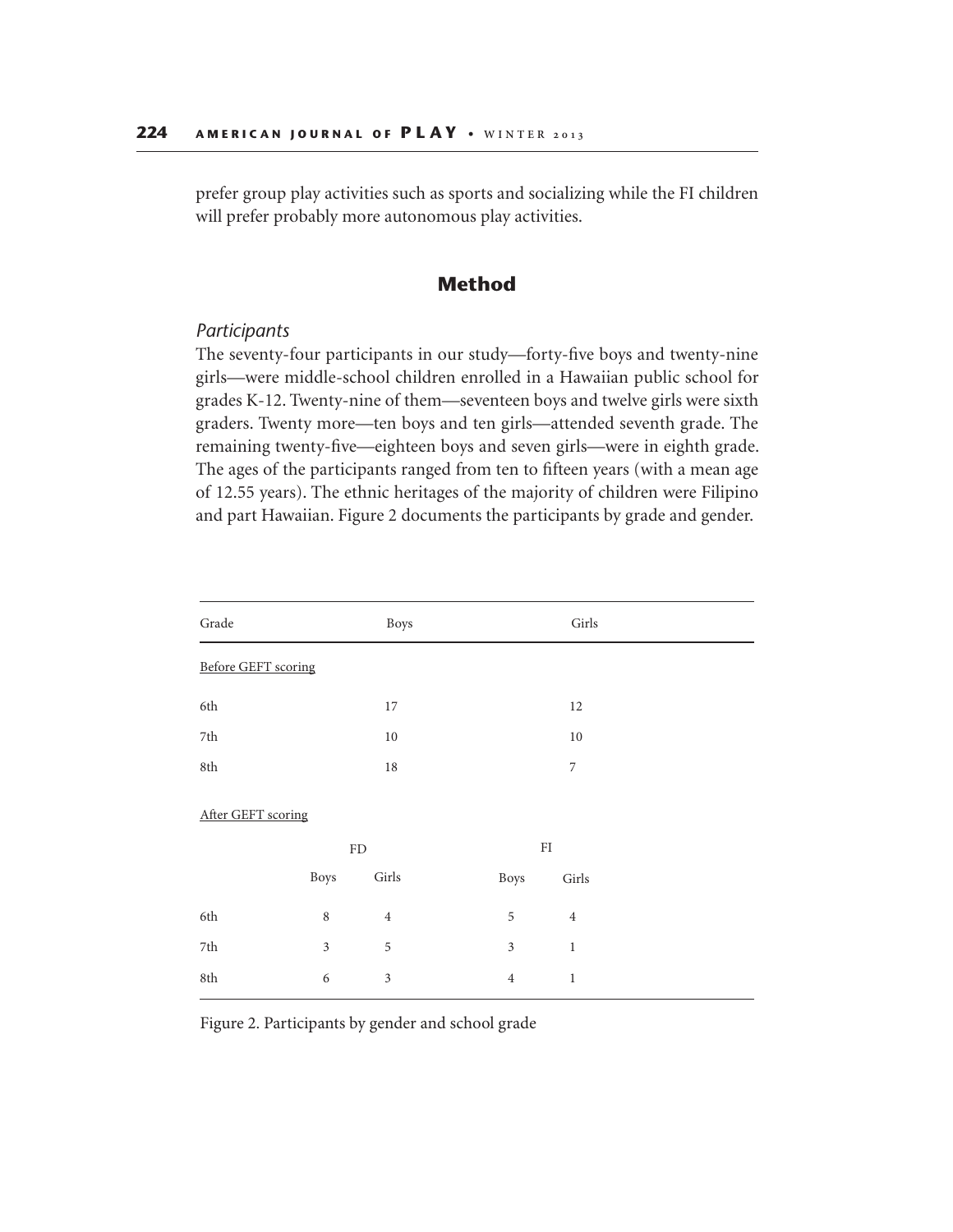prefer group play activities such as sports and socializing while the FI children will prefer probably more autonomous play activities.

## Method

### *Participants*

The seventy-four participants in our study—forty-five boys and twenty-nine girls—were middle-school children enrolled in a Hawaiian public school for grades K-12. Twenty-nine of them—seventeen boys and twelve girls were sixth graders. Twenty more—ten boys and ten girls—attended seventh grade. The remaining twenty-five—eighteen boys and seven girls—were in eighth grade. The ages of the participants ranged from ten to fifteen years (with a mean age of 12.55 years). The ethnic heritages of the majority of children were Filipino and part Hawaiian. Figure 2 documents the participants by grade and gender.

| Grade | Boys | Girls |
|---|---|---|
| Before GEFT scoring | | |
| 6th | 17 | 12 |
| 7th | 10 | 10 |
| 8th | 18 | 7 |

| After GEFT scoring | FD | | FI | |
|---|---|---|---|---|
| | Boys | Girls | Boys | Girls |
| 6th | 8 | 4 | 5 | 4 |
| 7th | 3 | 5 | 3 | 1 |
| 8th | 6 | 3 | 4 | 1 |

Figure 2. Participants by gender and school grade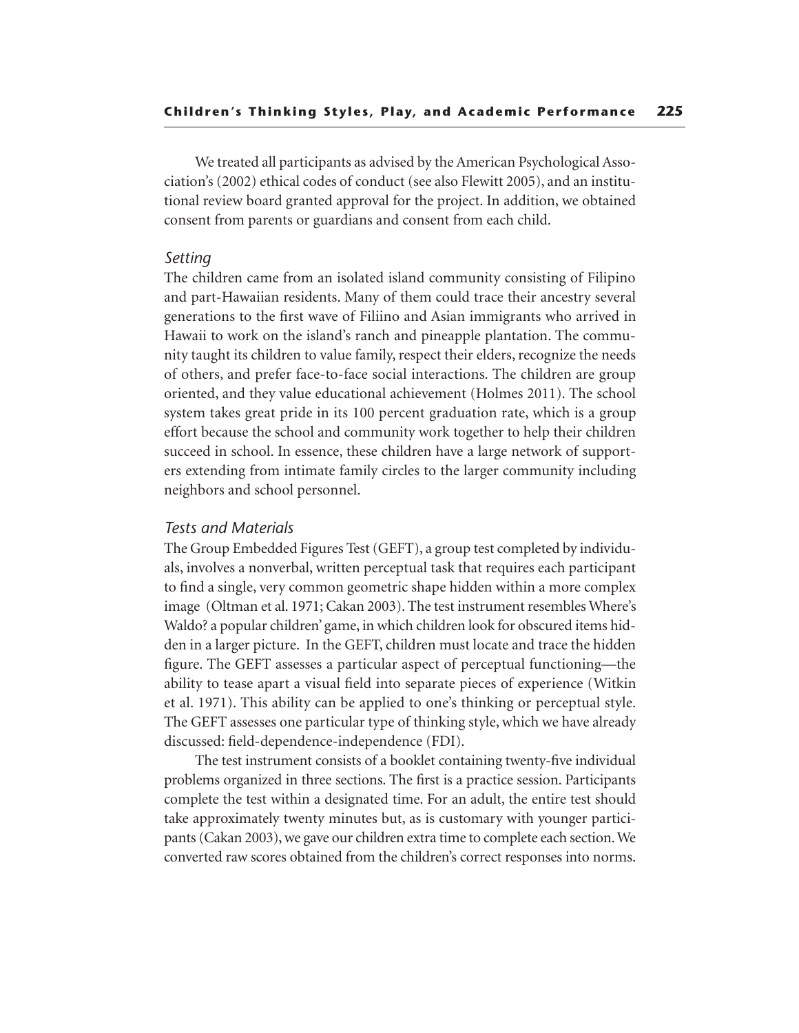We treated all participants as advised by the American Psychological Association's (2002) ethical codes of conduct (see also Flewitt 2005), and an institutional review board granted approval for the project. In addition, we obtained consent from parents or guardians and consent from each child.

### *Setting*

The children came from an isolated island community consisting of Filipino and part-Hawaiian residents. Many of them could trace their ancestry several generations to the first wave of Filiino and Asian immigrants who arrived in Hawaii to work on the island's ranch and pineapple plantation. The community taught its children to value family, respect their elders, recognize the needs of others, and prefer face-to-face social interactions. The children are group oriented, and they value educational achievement (Holmes 2011). The school system takes great pride in its 100 percent graduation rate, which is a group effort because the school and community work together to help their children succeed in school. In essence, these children have a large network of supporters extending from intimate family circles to the larger community including neighbors and school personnel.

### *Tests and Materials*

The Group Embedded Figures Test (GEFT), a group test completed by individuals, involves a nonverbal, written perceptual task that requires each participant to find a single, very common geometric shape hidden within a more complex image (Oltman et al. 1971; Cakan 2003). The test instrument resembles Where's Waldo? a popular children' game, in which children look for obscured items hidden in a larger picture. In the GEFT, children must locate and trace the hidden figure. The GEFT assesses a particular aspect of perceptual functioning—the ability to tease apart a visual field into separate pieces of experience (Witkin et al. 1971). This ability can be applied to one's thinking or perceptual style. The GEFT assesses one particular type of thinking style, which we have already discussed: field-dependence-independence (FDI).

The test instrument consists of a booklet containing twenty-five individual problems organized in three sections. The first is a practice session. Participants complete the test within a designated time. For an adult, the entire test should take approximately twenty minutes but, as is customary with younger participants (Cakan 2003), we gave our children extra time to complete each section. We converted raw scores obtained from the children's correct responses into norms.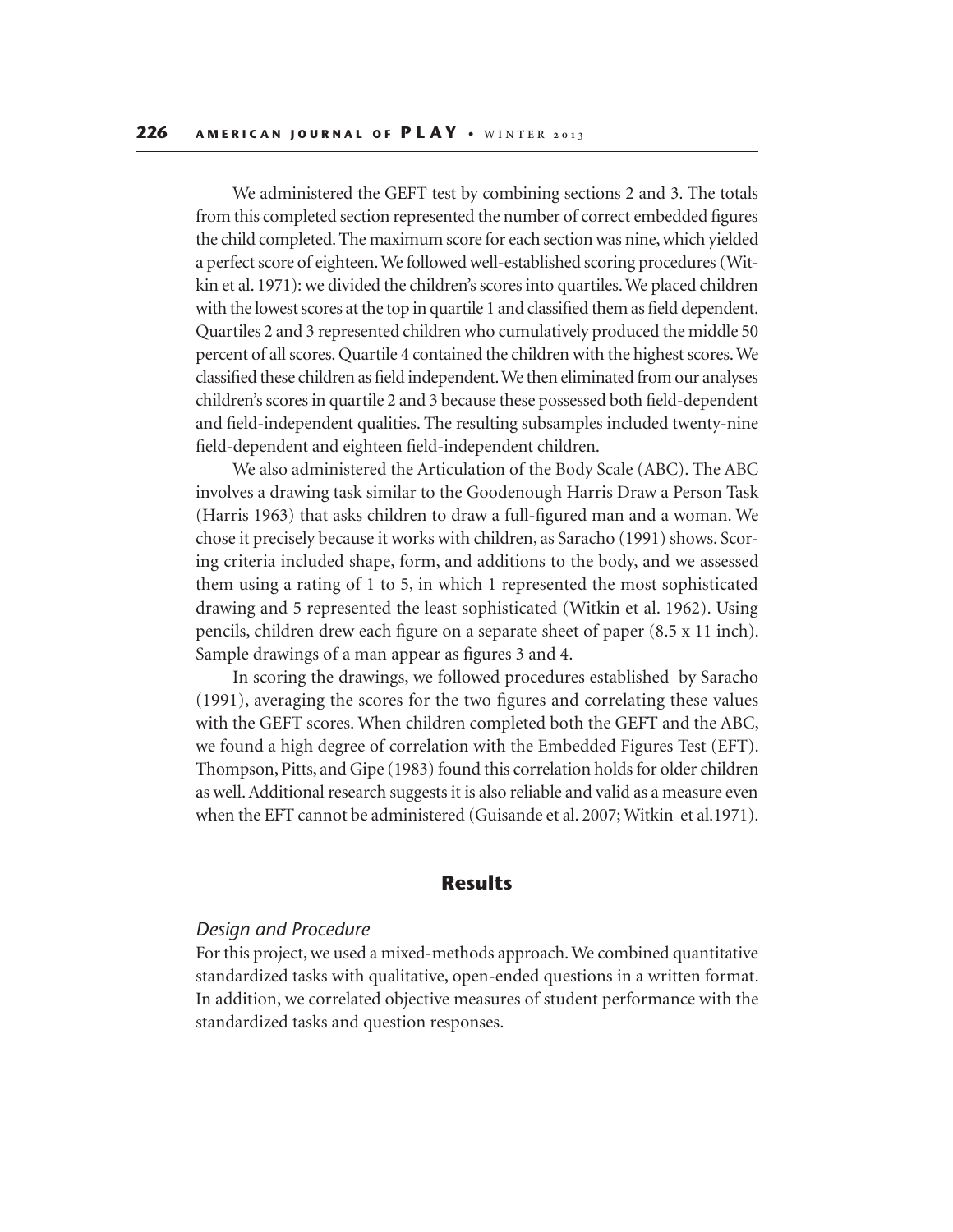We administered the GEFT test by combining sections 2 and 3. The totals from this completed section represented the number of correct embedded figures the child completed. The maximum score for each section was nine, which yielded a perfect score of eighteen. We followed well-established scoring procedures (Witkin et al. 1971): we divided the children's scores into quartiles. We placed children with the lowest scores at the top in quartile 1 and classified them as field dependent. Quartiles 2 and 3 represented children who cumulatively produced the middle 50 percent of all scores. Quartile 4 contained the children with the highest scores. We classified these children as field independent. We then eliminated from our analyses children's scores in quartile 2 and 3 because these possessed both field-dependent and field-independent qualities. The resulting subsamples included twenty-nine field-dependent and eighteen field-independent children.

We also administered the Articulation of the Body Scale (ABC). The ABC involves a drawing task similar to the Goodenough Harris Draw a Person Task (Harris 1963) that asks children to draw a full-figured man and a woman. We chose it precisely because it works with children, as Saracho (1991) shows. Scoring criteria included shape, form, and additions to the body, and we assessed them using a rating of 1 to 5, in which 1 represented the most sophisticated drawing and 5 represented the least sophisticated (Witkin et al. 1962). Using pencils, children drew each figure on a separate sheet of paper (8.5 x 11 inch). Sample drawings of a man appear as figures 3 and 4.

In scoring the drawings, we followed procedures established by Saracho (1991), averaging the scores for the two figures and correlating these values with the GEFT scores. When children completed both the GEFT and the ABC, we found a high degree of correlation with the Embedded Figures Test (EFT). Thompson, Pitts, and Gipe (1983) found this correlation holds for older children as well. Additional research suggests it is also reliable and valid as a measure even when the EFT cannot be administered (Guisande et al. 2007; Witkin et al.1971).

## Results

### *Design and Procedure*

For this project, we used a mixed-methods approach. We combined quantitative standardized tasks with qualitative, open-ended questions in a written format. In addition, we correlated objective measures of student performance with the standardized tasks and question responses.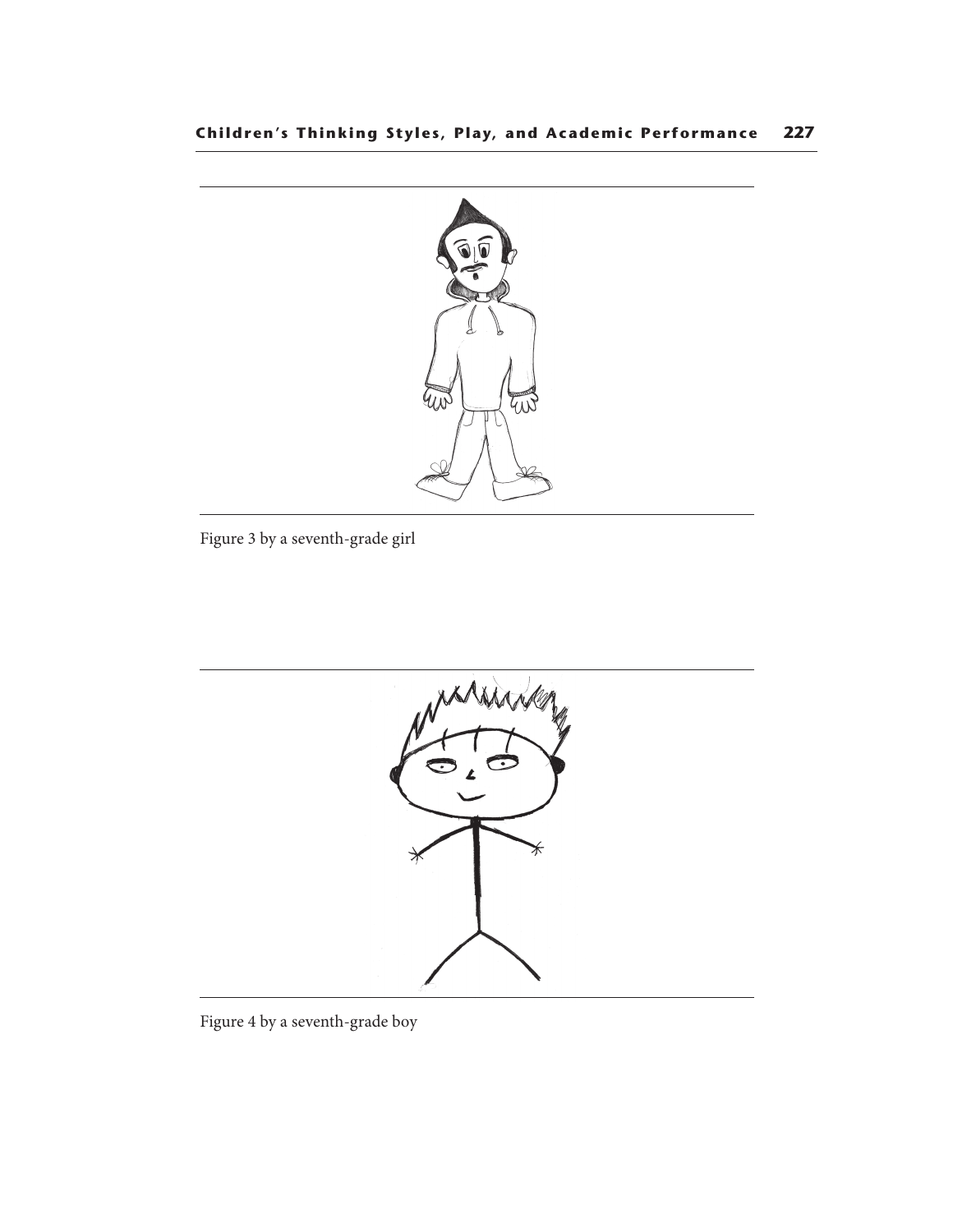Figure 3 by a seventh-grade girl

Figure 4 by a seventh-grade boy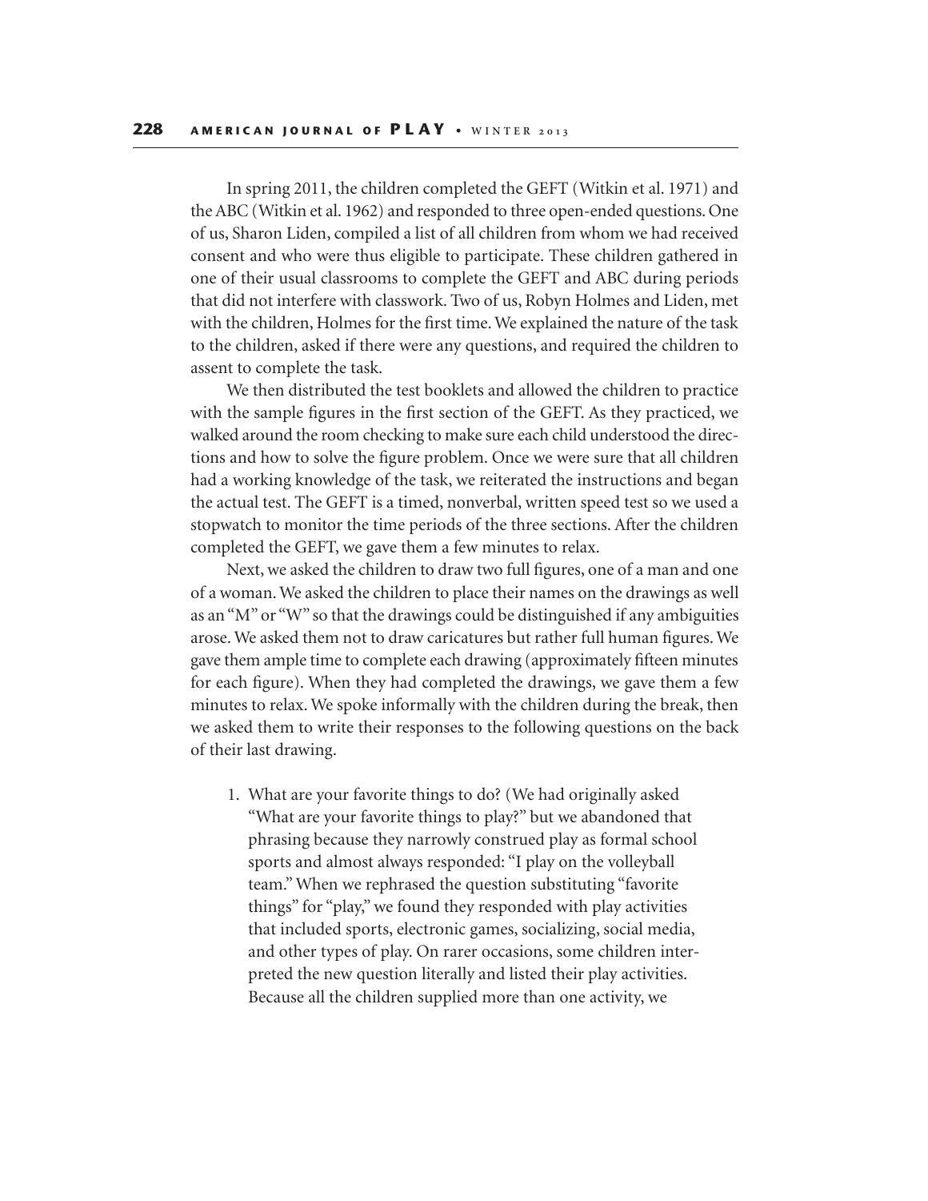In spring 2011, the children completed the GEFT (Witkin et al. 1971) and the ABC (Witkin et al. 1962) and responded to three open-ended questions. One of us, Sharon Liden, compiled a list of all children from whom we had received consent and who were thus eligible to participate. These children gathered in one of their usual classrooms to complete the GEFT and ABC during periods that did not interfere with classwork. Two of us, Robyn Holmes and Liden, met with the children, Holmes for the first time. We explained the nature of the task to the children, asked if there were any questions, and required the children to assent to complete the task.

We then distributed the test booklets and allowed the children to practice with the sample figures in the first section of the GEFT. As they practiced, we walked around the room checking to make sure each child understood the directions and how to solve the figure problem. Once we were sure that all children had a working knowledge of the task, we reiterated the instructions and began the actual test. The GEFT is a timed, nonverbal, written speed test so we used a stopwatch to monitor the time periods of the three sections. After the children completed the GEFT, we gave them a few minutes to relax.

Next, we asked the children to draw two full figures, one of a man and one of a woman. We asked the children to place their names on the drawings as well as an "M" or "W" so that the drawings could be distinguished if any ambiguities arose. We asked them not to draw caricatures but rather full human figures. We gave them ample time to complete each drawing (approximately fifteen minutes for each figure). When they had completed the drawings, we gave them a few minutes to relax. We spoke informally with the children during the break, then we asked them to write their responses to the following questions on the back of their last drawing.

1. What are your favorite things to do? (We had originally asked "What are your favorite things to play?" but we abandoned that phrasing because they narrowly construed play as formal school sports and almost always responded: "I play on the volleyball team." When we rephrased the question substituting "favorite things" for "play," we found they responded with play activities that included sports, electronic games, socializing, social media, and other types of play. On rarer occasions, some children interpreted the new question literally and listed their play activities. Because all the children supplied more than one activity, we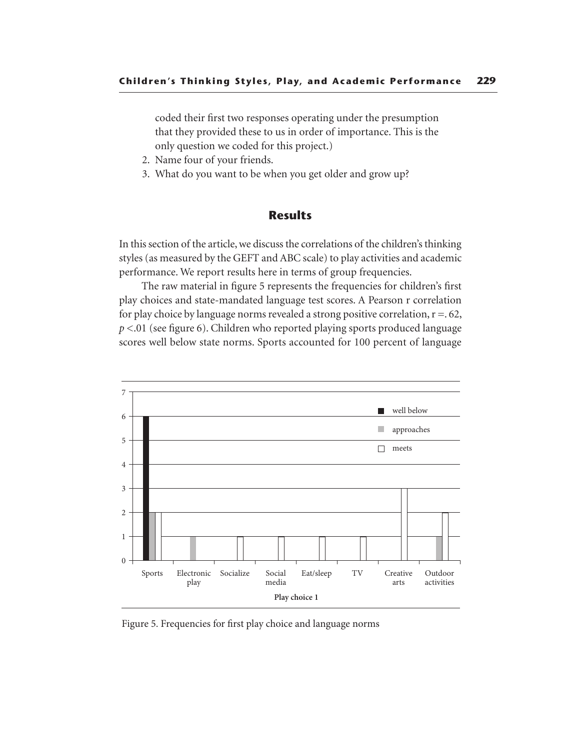coded their first two responses operating under the presumption that they provided these to us in order of importance. This is the only question we coded for this project.)

2. Name four of your friends.
3. What do you want to be when you get older and grow up?

## Results

In this section of the article, we discuss the correlations of the children's thinking styles (as measured by the GEFT and ABC scale) to play activities and academic performance. We report results here in terms of group frequencies.

The raw material in figure 5 represents the frequencies for children's first play choices and state-mandated language test scores. A Pearson r correlation for play choice by language norms revealed a strong positive correlation, r =. 62, $p$ <.01 (see figure 6). Children who reported playing sports produced language scores well below state norms. Sports accounted for 100 percent of language

| Play choice 1 | well below | approaches | meets |
|---|---|---|---|
| Sports | 6 | 2 | 2 |
| Electronic play | 0 | 1 | 0 |
| Socialize | 0 | 0 | 1 |
| Social media | 0 | 0 | 1 |
| Eat/sleep | 0 | 0 | 1 |
| TV | 0 | 0 | 1 |
| Creative arts | 0 | 0 | 3 |
| Outdoor activities | 0 | 1 | 2 |

Figure 5. Frequencies for first play choice and language norms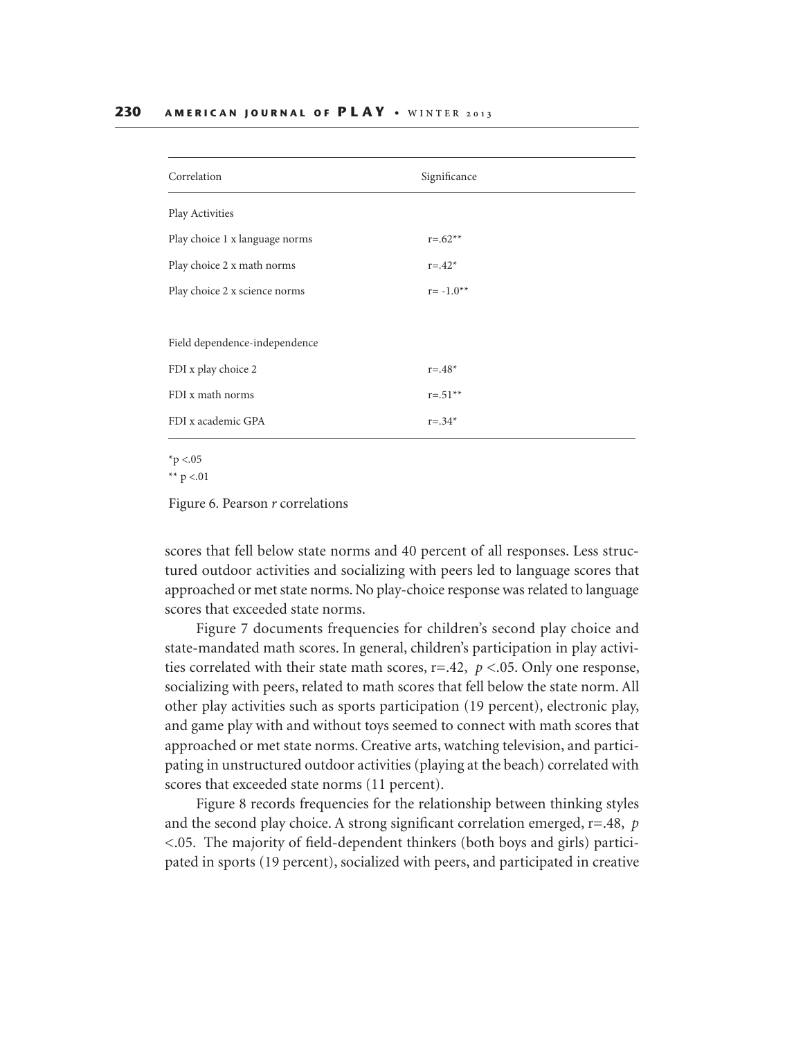| Correlation | Significance |
|---|---|
| Play Activities | |
| Play choice 1 x language norms | r=.62** |
| Play choice 2 x math norms | r=.42* |
| Play choice 2 x science norms | r= -1.0** |
| | |
| Field dependence-independence | |
| FDI x play choice 2 | r=.48* |
| FDI x math norms | r=.51** |
| FDI x academic GPA | r=.34* |

*p <.05

** p <.01

Figure 6. Pearson *r* correlations

scores that fell below state norms and 40 percent of all responses. Less structured outdoor activities and socializing with peers led to language scores that approached or met state norms. No play-choice response was related to language scores that exceeded state norms.

Figure 7 documents frequencies for children's second play choice and state-mandated math scores. In general, children's participation in play activities correlated with their state math scores, r=.42, $p$ <.05. Only one response, socializing with peers, related to math scores that fell below the state norm. All other play activities such as sports participation (19 percent), electronic play, and game play with and without toys seemed to connect with math scores that approached or met state norms. Creative arts, watching television, and participating in unstructured outdoor activities (playing at the beach) correlated with scores that exceeded state norms (11 percent).

Figure 8 records frequencies for the relationship between thinking styles and the second play choice. A strong significant correlation emerged, r=.48, $p$ <.05. The majority of field-dependent thinkers (both boys and girls) participated in sports (19 percent), socialized with peers, and participated in creative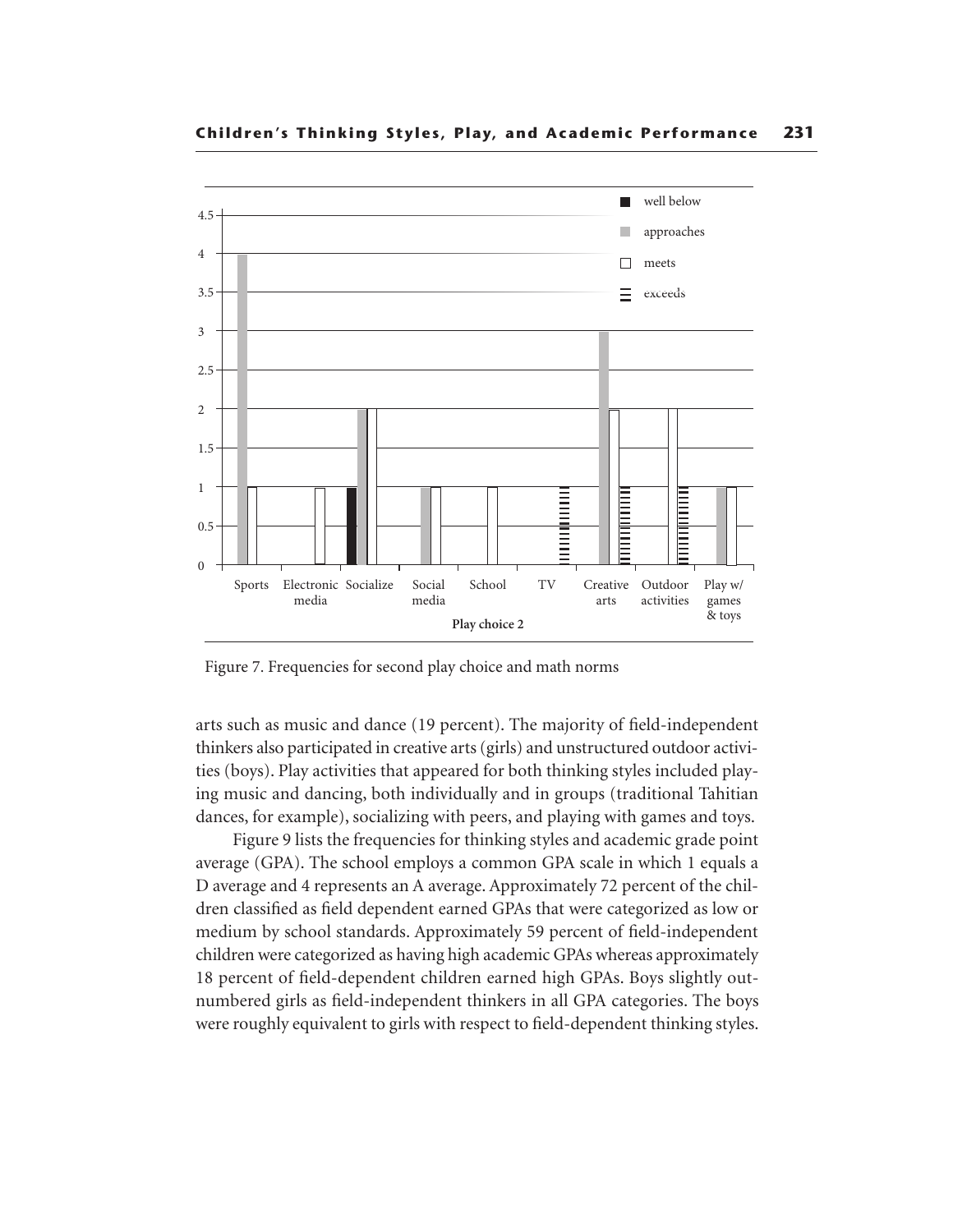Figure 7. Frequencies for second play choice and math norms

arts such as music and dance (19 percent). The majority of field-independent thinkers also participated in creative arts (girls) and unstructured outdoor activities (boys). Play activities that appeared for both thinking styles included playing music and dancing, both individually and in groups (traditional Tahitian dances, for example), socializing with peers, and playing with games and toys.

Figure 9 lists the frequencies for thinking styles and academic grade point average (GPA). The school employs a common GPA scale in which 1 equals a D average and 4 represents an A average. Approximately 72 percent of the children classified as field dependent earned GPAs that were categorized as low or medium by school standards. Approximately 59 percent of field-independent children were categorized as having high academic GPAs whereas approximately 18 percent of field-dependent children earned high GPAs. Boys slightly outnumbered girls as field-independent thinkers in all GPA categories. The boys were roughly equivalent to girls with respect to field-dependent thinking styles.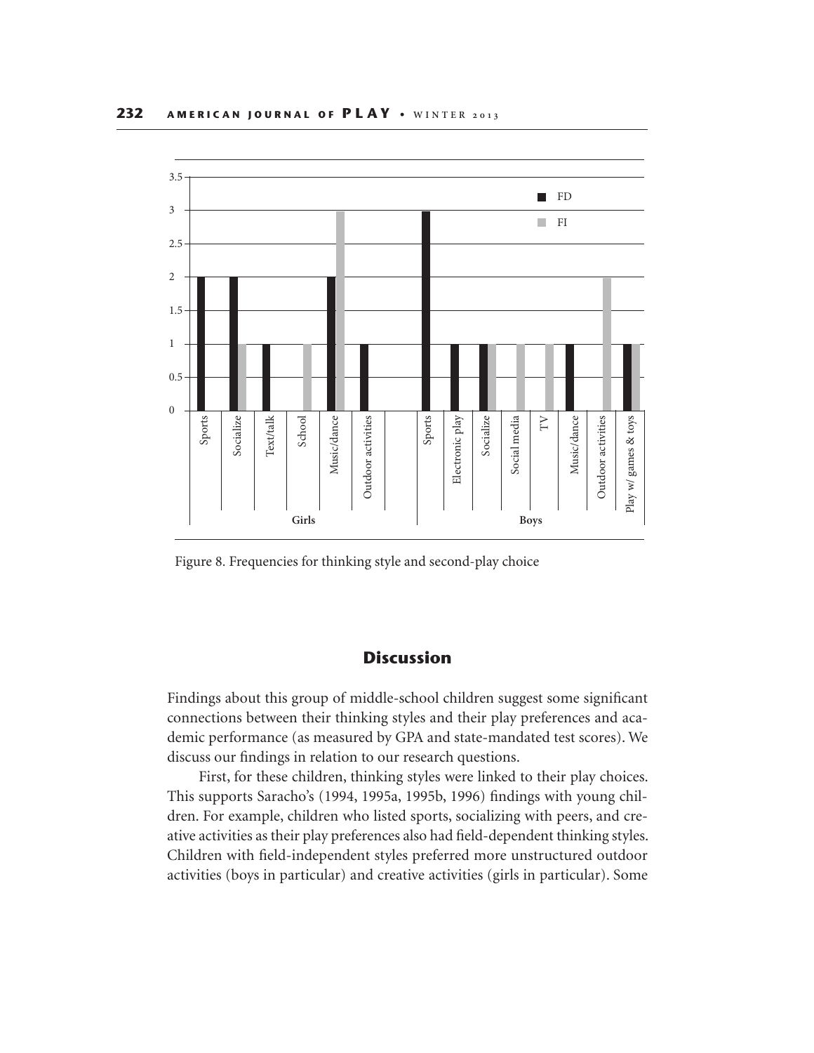Figure 8. Frequencies for thinking style and second-play choice

## Discussion

Findings about this group of middle-school children suggest some significant connections between their thinking styles and their play preferences and academic performance (as measured by GPA and state-mandated test scores). We discuss our findings in relation to our research questions.

First, for these children, thinking styles were linked to their play choices. This supports Saracho's (1994, 1995a, 1995b, 1996) findings with young children. For example, children who listed sports, socializing with peers, and creative activities as their play preferences also had field-dependent thinking styles. Children with field-independent styles preferred more unstructured outdoor activities (boys in particular) and creative activities (girls in particular). Some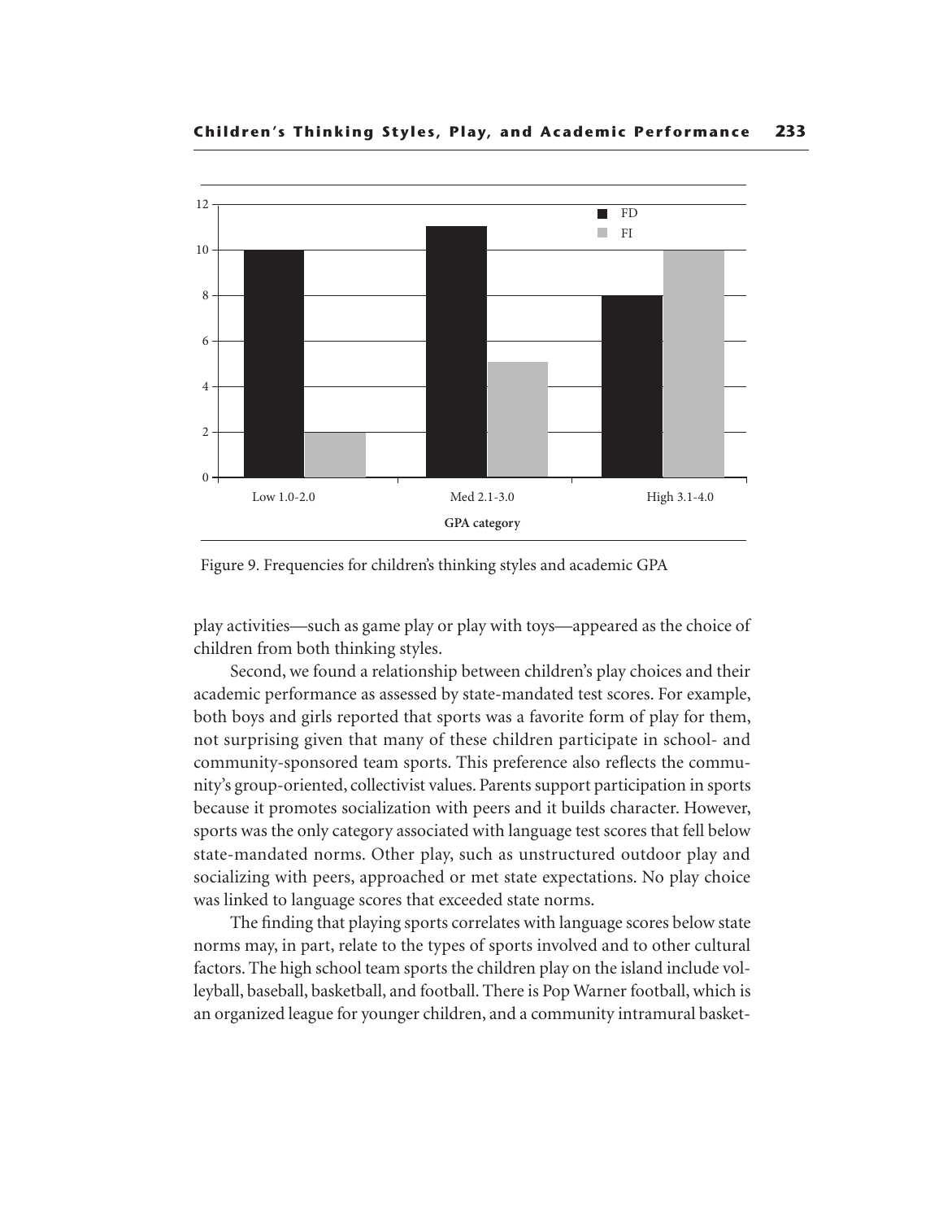Figure 9. Frequencies for children's thinking styles and academic GPA

play activities—such as game play or play with toys—appeared as the choice of children from both thinking styles.

Second, we found a relationship between children's play choices and their academic performance as assessed by state-mandated test scores. For example, both boys and girls reported that sports was a favorite form of play for them, not surprising given that many of these children participate in school- and community-sponsored team sports. This preference also reflects the community's group-oriented, collectivist values. Parents support participation in sports because it promotes socialization with peers and it builds character. However, sports was the only category associated with language test scores that fell below state-mandated norms. Other play, such as unstructured outdoor play and socializing with peers, approached or met state expectations. No play choice was linked to language scores that exceeded state norms.

The finding that playing sports correlates with language scores below state norms may, in part, relate to the types of sports involved and to other cultural factors. The high school team sports the children play on the island include volleyball, baseball, basketball, and football. There is Pop Warner football, which is an organized league for younger children, and a community intramural basket-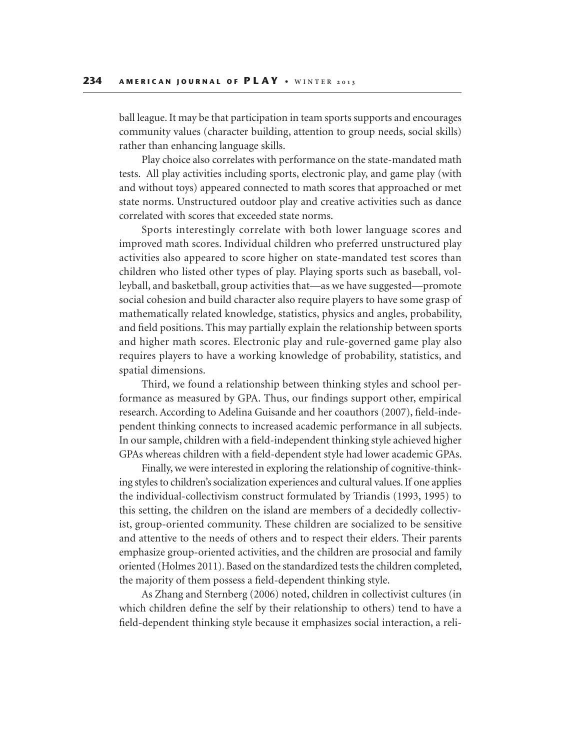ball league. It may be that participation in team sports supports and encourages community values (character building, attention to group needs, social skills) rather than enhancing language skills.

Play choice also correlates with performance on the state-mandated math tests. All play activities including sports, electronic play, and game play (with and without toys) appeared connected to math scores that approached or met state norms. Unstructured outdoor play and creative activities such as dance correlated with scores that exceeded state norms.

Sports interestingly correlate with both lower language scores and improved math scores. Individual children who preferred unstructured play activities also appeared to score higher on state-mandated test scores than children who listed other types of play. Playing sports such as baseball, volleyball, and basketball, group activities that—as we have suggested—promote social cohesion and build character also require players to have some grasp of mathematically related knowledge, statistics, physics and angles, probability, and field positions. This may partially explain the relationship between sports and higher math scores. Electronic play and rule-governed game play also requires players to have a working knowledge of probability, statistics, and spatial dimensions.

Third, we found a relationship between thinking styles and school performance as measured by GPA. Thus, our findings support other, empirical research. According to Adelina Guisande and her coauthors (2007), field-independent thinking connects to increased academic performance in all subjects. In our sample, children with a field-independent thinking style achieved higher GPAs whereas children with a field-dependent style had lower academic GPAs.

Finally, we were interested in exploring the relationship of cognitive-thinking styles to children's socialization experiences and cultural values. If one applies the individual-collectivism construct formulated by Triandis (1993, 1995) to this setting, the children on the island are members of a decidedly collectivist, group-oriented community. These children are socialized to be sensitive and attentive to the needs of others and to respect their elders. Their parents emphasize group-oriented activities, and the children are prosocial and family oriented (Holmes 2011). Based on the standardized tests the children completed, the majority of them possess a field-dependent thinking style.

As Zhang and Sternberg (2006) noted, children in collectivist cultures (in which children define the self by their relationship to others) tend to have a field-dependent thinking style because it emphasizes social interaction, a reli-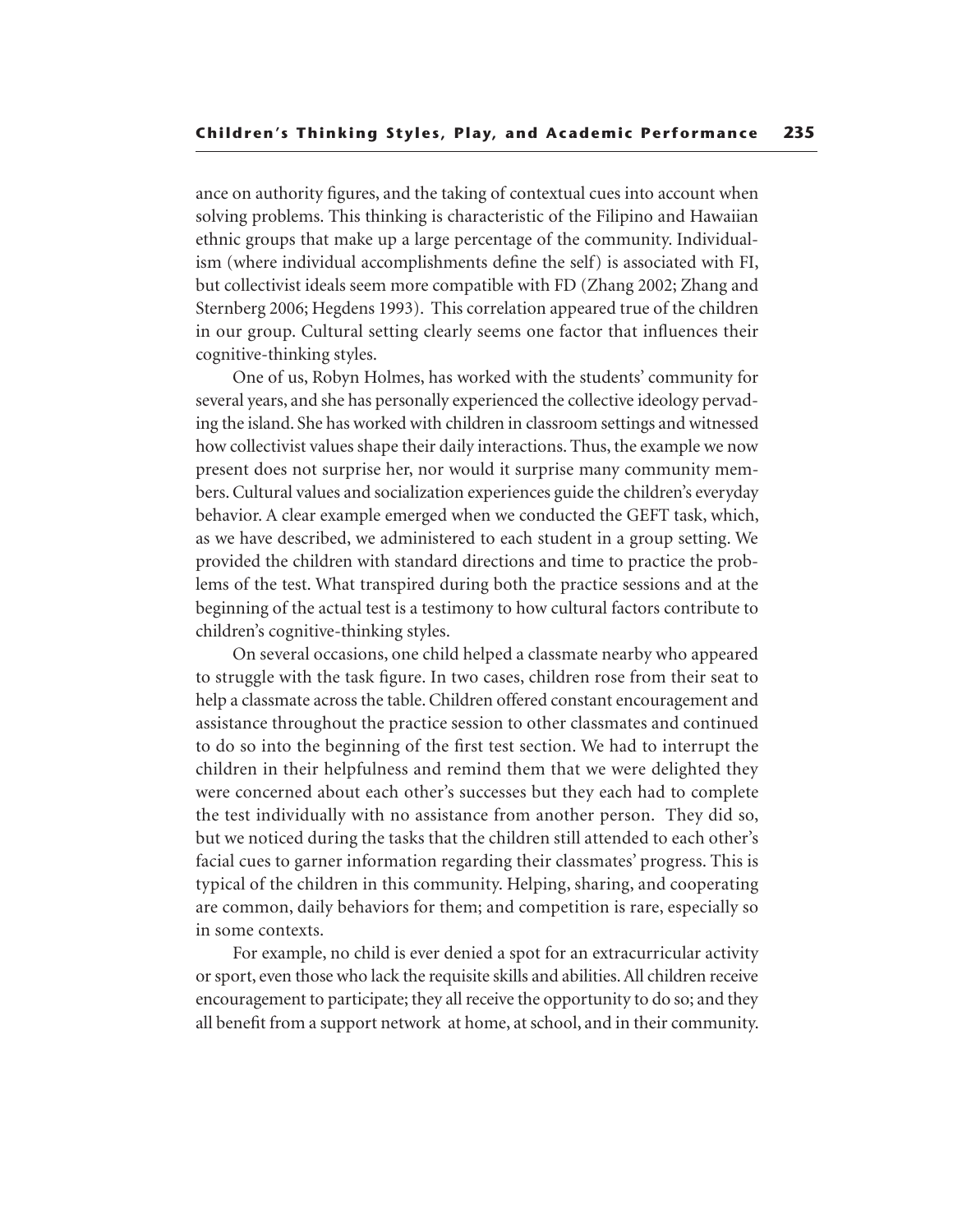ance on authority figures, and the taking of contextual cues into account when solving problems. This thinking is characteristic of the Filipino and Hawaiian ethnic groups that make up a large percentage of the community. Individualism (where individual accomplishments define the self) is associated with FI, but collectivist ideals seem more compatible with FD (Zhang 2002; Zhang and Sternberg 2006; Hegdens 1993). This correlation appeared true of the children in our group. Cultural setting clearly seems one factor that influences their cognitive-thinking styles.

One of us, Robyn Holmes, has worked with the students' community for several years, and she has personally experienced the collective ideology pervading the island. She has worked with children in classroom settings and witnessed how collectivist values shape their daily interactions. Thus, the example we now present does not surprise her, nor would it surprise many community members. Cultural values and socialization experiences guide the children's everyday behavior. A clear example emerged when we conducted the GEFT task, which, as we have described, we administered to each student in a group setting. We provided the children with standard directions and time to practice the problems of the test. What transpired during both the practice sessions and at the beginning of the actual test is a testimony to how cultural factors contribute to children's cognitive-thinking styles.

On several occasions, one child helped a classmate nearby who appeared to struggle with the task figure. In two cases, children rose from their seat to help a classmate across the table. Children offered constant encouragement and assistance throughout the practice session to other classmates and continued to do so into the beginning of the first test section. We had to interrupt the children in their helpfulness and remind them that we were delighted they were concerned about each other's successes but they each had to complete the test individually with no assistance from another person. They did so, but we noticed during the tasks that the children still attended to each other's facial cues to garner information regarding their classmates' progress. This is typical of the children in this community. Helping, sharing, and cooperating are common, daily behaviors for them; and competition is rare, especially so in some contexts.

For example, no child is ever denied a spot for an extracurricular activity or sport, even those who lack the requisite skills and abilities. All children receive encouragement to participate; they all receive the opportunity to do so; and they all benefit from a support network at home, at school, and in their community.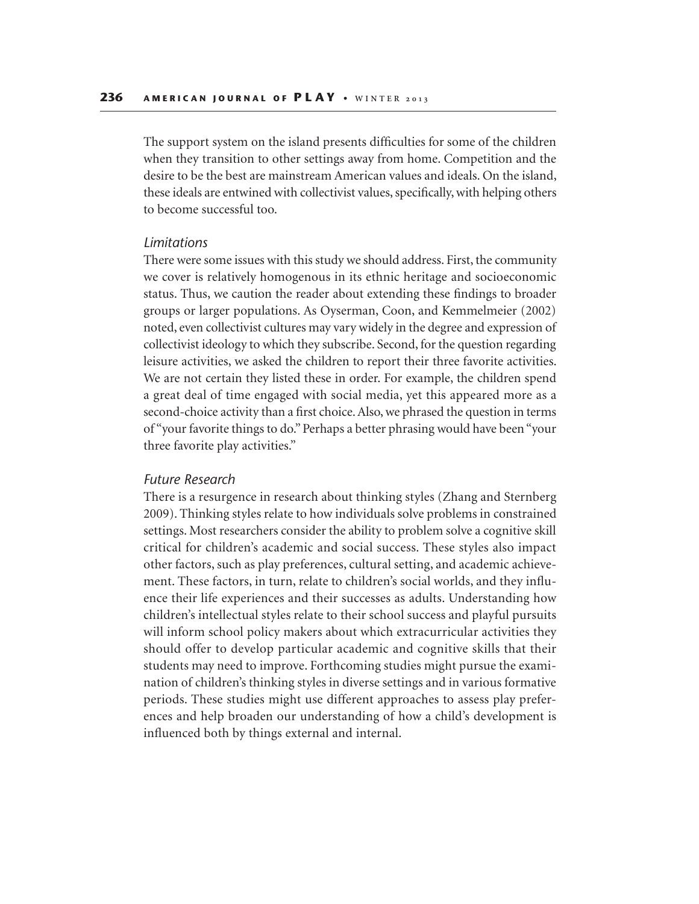The support system on the island presents difficulties for some of the children when they transition to other settings away from home. Competition and the desire to be the best are mainstream American values and ideals. On the island, these ideals are entwined with collectivist values, specifically, with helping others to become successful too.

### *Limitations*

There were some issues with this study we should address. First, the community we cover is relatively homogenous in its ethnic heritage and socioeconomic status. Thus, we caution the reader about extending these findings to broader groups or larger populations. As Oyserman, Coon, and Kemmelmeier (2002) noted, even collectivist cultures may vary widely in the degree and expression of collectivist ideology to which they subscribe. Second, for the question regarding leisure activities, we asked the children to report their three favorite activities. We are not certain they listed these in order. For example, the children spend a great deal of time engaged with social media, yet this appeared more as a second-choice activity than a first choice. Also, we phrased the question in terms of "your favorite things to do." Perhaps a better phrasing would have been "your three favorite play activities."

### *Future Research*

There is a resurgence in research about thinking styles (Zhang and Sternberg 2009). Thinking styles relate to how individuals solve problems in constrained settings. Most researchers consider the ability to problem solve a cognitive skill critical for children's academic and social success. These styles also impact other factors, such as play preferences, cultural setting, and academic achievement. These factors, in turn, relate to children's social worlds, and they influence their life experiences and their successes as adults. Understanding how children's intellectual styles relate to their school success and playful pursuits will inform school policy makers about which extracurricular activities they should offer to develop particular academic and cognitive skills that their students may need to improve. Forthcoming studies might pursue the examination of children's thinking styles in diverse settings and in various formative periods. These studies might use different approaches to assess play preferences and help broaden our understanding of how a child's development is influenced both by things external and internal.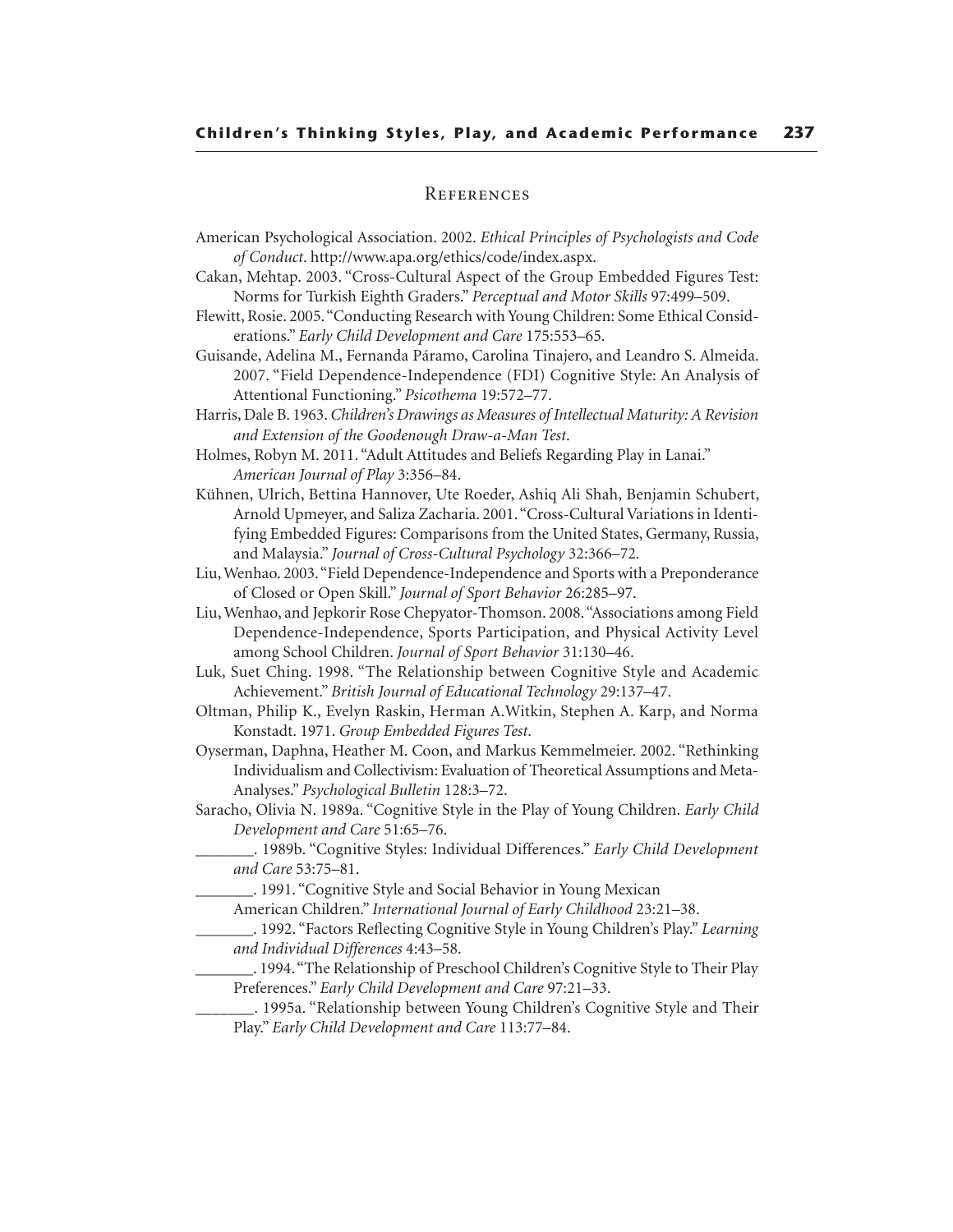## References

American Psychological Association. 2002. *Ethical Principles of Psychologists and Code of Conduct*. http://www.apa.org/ethics/code/index.aspx.

Cakan, Mehtap. 2003. "Cross-Cultural Aspect of the Group Embedded Figures Test: Norms for Turkish Eighth Graders." *Perceptual and Motor Skills* 97:499–509.

Flewitt, Rosie. 2005. "Conducting Research with Young Children: Some Ethical Considerations." *Early Child Development and Care* 175:553–65.

Guisande, Adelina M., Fernanda Páramo, Carolina Tinajero, and Leandro S. Almeida. 2007. "Field Dependence-Independence (FDI) Cognitive Style: An Analysis of Attentional Functioning." *Psicothema* 19:572–77.

Harris, Dale B. 1963. *Children's Drawings as Measures of Intellectual Maturity: A Revision and Extension of the Goodenough Draw-a-Man Test*.

Holmes, Robyn M. 2011. "Adult Attitudes and Beliefs Regarding Play in Lanai." *American Journal of Play* 3:356–84.

Kühnen, Ulrich, Bettina Hannover, Ute Roeder, Ashiq Ali Shah, Benjamin Schubert, Arnold Upmeyer, and Saliza Zacharia. 2001. "Cross-Cultural Variations in Identifying Embedded Figures: Comparisons from the United States, Germany, Russia, and Malaysia." *Journal of Cross-Cultural Psychology* 32:366–72.

Liu, Wenhao. 2003. "Field Dependence-Independence and Sports with a Preponderance of Closed or Open Skill." *Journal of Sport Behavior* 26:285–97.

Liu, Wenhao, and Jepkorir Rose Chepyator-Thomson. 2008. "Associations among Field Dependence-Independence, Sports Participation, and Physical Activity Level among School Children. *Journal of Sport Behavior* 31:130–46.

Luk, Suet Ching. 1998. "The Relationship between Cognitive Style and Academic Achievement." *British Journal of Educational Technology* 29:137–47.

Oltman, Philip K., Evelyn Raskin, Herman A.Witkin, Stephen A. Karp, and Norma Konstadt. 1971. *Group Embedded Figures Test*.

Oyserman, Daphna, Heather M. Coon, and Markus Kemmelmeier. 2002. "Rethinking Individualism and Collectivism: Evaluation of Theoretical Assumptions and Meta-Analyses." *Psychological Bulletin* 128:3–72.

Saracho, Olivia N. 1989a. "Cognitive Style in the Play of Young Children. *Early Child Development and Care* 51:65–76.

_______. 1989b. "Cognitive Styles: Individual Differences." *Early Child Development and Care* 53:75–81.

_______. 1991. "Cognitive Style and Social Behavior in Young Mexican American Children." *International Journal of Early Childhood* 23:21–38.

_______. 1992. "Factors Reflecting Cognitive Style in Young Children's Play." *Learning and Individual Differences* 4:43–58.

_______. 1994. "The Relationship of Preschool Children's Cognitive Style to Their Play Preferences." *Early Child Development and Care* 97:21–33.

_______. 1995a. "Relationship between Young Children's Cognitive Style and Their Play." *Early Child Development and Care* 113:77–84.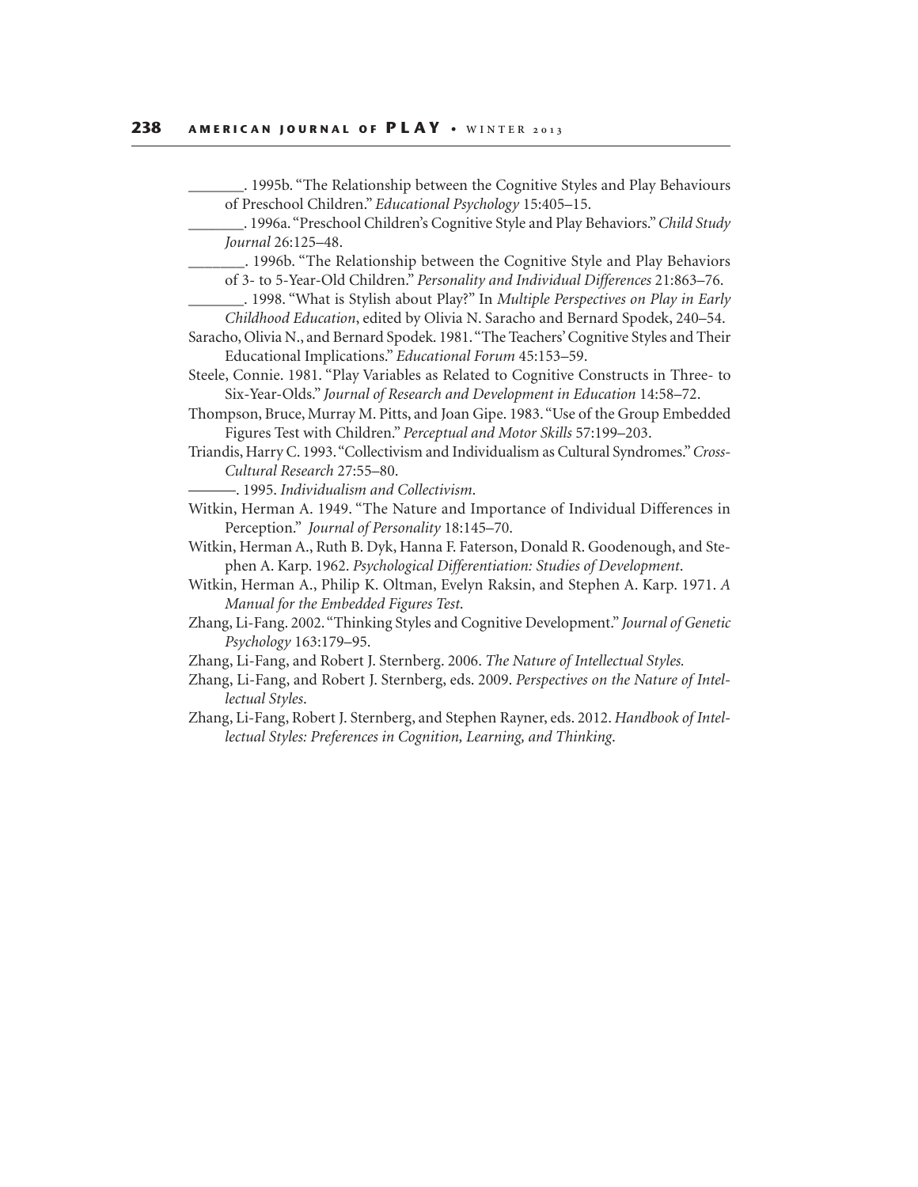_______. 1995b. "The Relationship between the Cognitive Styles and Play Behaviours of Preschool Children." *Educational Psychology* 15:405–15.

_______. 1996a. "Preschool Children's Cognitive Style and Play Behaviors." *Child Study Journal* 26:125–48.

_______. 1996b. "The Relationship between the Cognitive Style and Play Behaviors of 3- to 5-Year-Old Children." *Personality and Individual Differences* 21:863–76.

_______. 1998. "What is Stylish about Play?" In *Multiple Perspectives on Play in Early Childhood Education*, edited by Olivia N. Saracho and Bernard Spodek, 240–54.

Saracho, Olivia N., and Bernard Spodek. 1981. "The Teachers' Cognitive Styles and Their Educational Implications." *Educational Forum* 45:153–59.

Steele, Connie. 1981. "Play Variables as Related to Cognitive Constructs in Three- to Six-Year-Olds." *Journal of Research and Development in Education* 14:58–72.

Thompson, Bruce, Murray M. Pitts, and Joan Gipe. 1983. "Use of the Group Embedded Figures Test with Children." *Perceptual and Motor Skills* 57:199–203.

Triandis, Harry C. 1993. "Collectivism and Individualism as Cultural Syndromes." *Cross-Cultural Research* 27:55–80.

———. 1995. *Individualism and Collectivism*.

Witkin, Herman A. 1949. "The Nature and Importance of Individual Differences in Perception." *Journal of Personality* 18:145–70.

Witkin, Herman A., Ruth B. Dyk, Hanna F. Faterson, Donald R. Goodenough, and Stephen A. Karp. 1962. *Psychological Differentiation: Studies of Development*.

Witkin, Herman A., Philip K. Oltman, Evelyn Raksin, and Stephen A. Karp. 1971. *A Manual for the Embedded Figures Test*.

Zhang, Li-Fang. 2002. "Thinking Styles and Cognitive Development." *Journal of Genetic Psychology* 163:179–95.

Zhang, Li-Fang, and Robert J. Sternberg. 2006. *The Nature of Intellectual Styles.*

Zhang, Li-Fang, and Robert J. Sternberg, eds. 2009. *Perspectives on the Nature of Intellectual Styles*.

Zhang, Li-Fang, Robert J. Sternberg, and Stephen Rayner, eds. 2012. *Handbook of Intellectual Styles: Preferences in Cognition, Learning, and Thinking*.